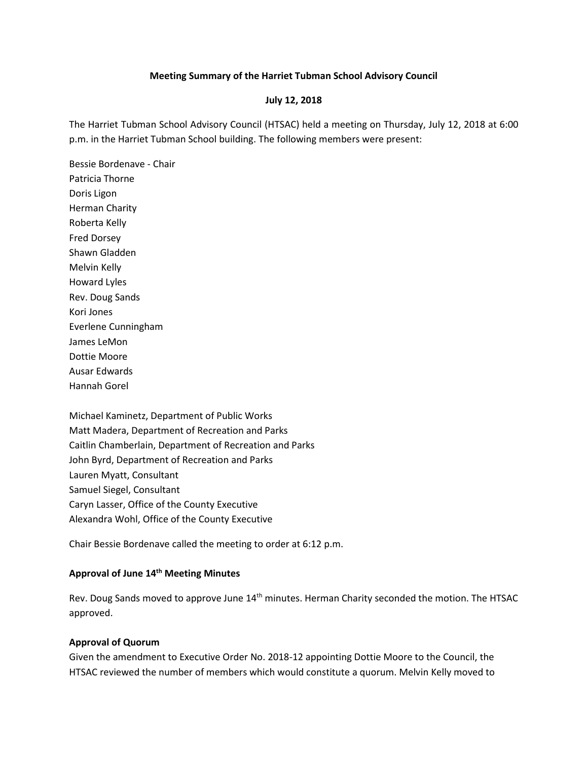**Meeting Summary of the Harriet Tubman School Advisory Council**

**July 12, 2018**

The Harriet Tubman School Advisory Council (HTSAC) held a meeting on Thursday, July 12, 2018 at 6:00 p.m. in the Harriet Tubman School building. The following members were present:

Bessie Bordenave - Chair
Patricia Thorne
Doris Ligon
Herman Charity
Roberta Kelly
Fred Dorsey
Shawn Gladden
Melvin Kelly
Howard Lyles
Rev. Doug Sands
Kori Jones
Everlene Cunningham
James LeMon
Dottie Moore
Ausar Edwards
Hannah Gorel

Michael Kaminetz, Department of Public Works
Matt Madera, Department of Recreation and Parks
Caitlin Chamberlain, Department of Recreation and Parks
John Byrd, Department of Recreation and Parks
Lauren Myatt, Consultant
Samuel Siegel, Consultant
Caryn Lasser, Office of the County Executive
Alexandra Wohl, Office of the County Executive

Chair Bessie Bordenave called the meeting to order at 6:12 p.m.

**Approval of June 14th Meeting Minutes**

Rev. Doug Sands moved to approve June 14th minutes. Herman Charity seconded the motion. The HTSAC approved.

**Approval of Quorum**

Given the amendment to Executive Order No. 2018-12 appointing Dottie Moore to the Council, the HTSAC reviewed the number of members which would constitute a quorum. Melvin Kelly moved to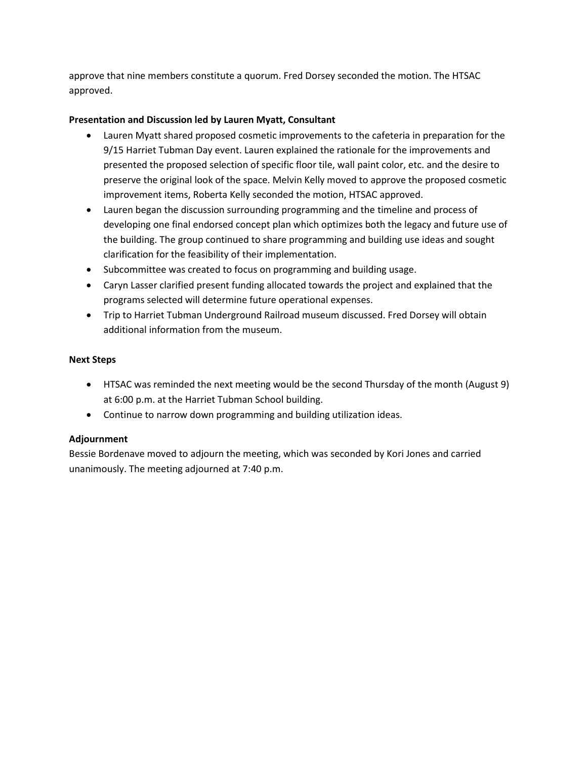approve that nine members constitute a quorum. Fred Dorsey seconded the motion. The HTSAC approved.

**Presentation and Discussion led by Lauren Myatt, Consultant**

- Lauren Myatt shared proposed cosmetic improvements to the cafeteria in preparation for the 9/15 Harriet Tubman Day event. Lauren explained the rationale for the improvements and presented the proposed selection of specific floor tile, wall paint color, etc. and the desire to preserve the original look of the space. Melvin Kelly moved to approve the proposed cosmetic improvement items, Roberta Kelly seconded the motion, HTSAC approved.
- Lauren began the discussion surrounding programming and the timeline and process of developing one final endorsed concept plan which optimizes both the legacy and future use of the building. The group continued to share programming and building use ideas and sought clarification for the feasibility of their implementation.
- Subcommittee was created to focus on programming and building usage.
- Caryn Lasser clarified present funding allocated towards the project and explained that the programs selected will determine future operational expenses.
- Trip to Harriet Tubman Underground Railroad museum discussed. Fred Dorsey will obtain additional information from the museum.

**Next Steps**

- HTSAC was reminded the next meeting would be the second Thursday of the month (August 9) at 6:00 p.m. at the Harriet Tubman School building.
- Continue to narrow down programming and building utilization ideas.

**Adjournment**

Bessie Bordenave moved to adjourn the meeting, which was seconded by Kori Jones and carried unanimously. The meeting adjourned at 7:40 p.m.